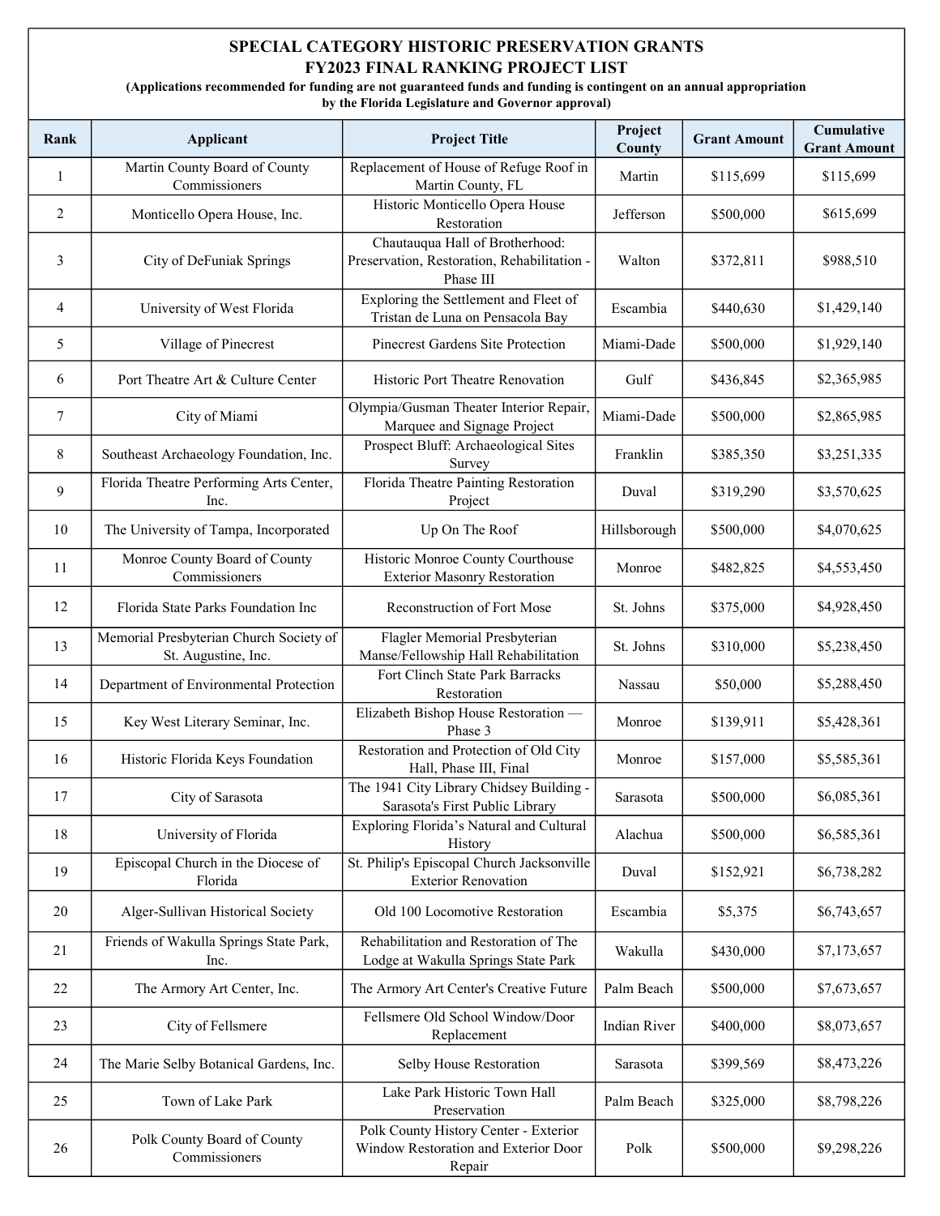# SPECIAL CATEGORY HISTORIC PRESERVATION GRANTS
## FY2023 FINAL RANKING PROJECT LIST

**(Applications recommended for funding are not guaranteed funds and funding is contingent on an annual appropriation by the Florida Legislature and Governor approval)**

| Rank | Applicant | Project Title | Project County | Grant Amount | Cumulative Grant Amount |
|---|---|---|---|---|---|
| 1 | Martin County Board of County Commissioners | Replacement of House of Refuge Roof in Martin County, FL | Martin | $115,699 | $115,699 |
| 2 | Monticello Opera House, Inc. | Historic Monticello Opera House Restoration | Jefferson | $500,000 | $615,699 |
| 3 | City of DeFuniak Springs | Chautauqua Hall of Brotherhood: Preservation, Restoration, Rehabilitation - Phase III | Walton | $372,811 | $988,510 |
| 4 | University of West Florida | Exploring the Settlement and Fleet of Tristan de Luna on Pensacola Bay | Escambia | $440,630 | $1,429,140 |
| 5 | Village of Pinecrest | Pinecrest Gardens Site Protection | Miami-Dade | $500,000 | $1,929,140 |
| 6 | Port Theatre Art & Culture Center | Historic Port Theatre Renovation | Gulf | $436,845 | $2,365,985 |
| 7 | City of Miami | Olympia/Gusman Theater Interior Repair, Marquee and Signage Project | Miami-Dade | $500,000 | $2,865,985 |
| 8 | Southeast Archaeology Foundation, Inc. | Prospect Bluff: Archaeological Sites Survey | Franklin | $385,350 | $3,251,335 |
| 9 | Florida Theatre Performing Arts Center, Inc. | Florida Theatre Painting Restoration Project | Duval | $319,290 | $3,570,625 |
| 10 | The University of Tampa, Incorporated | Up On The Roof | Hillsborough | $500,000 | $4,070,625 |
| 11 | Monroe County Board of County Commissioners | Historic Monroe County Courthouse Exterior Masonry Restoration | Monroe | $482,825 | $4,553,450 |
| 12 | Florida State Parks Foundation Inc | Reconstruction of Fort Mose | St. Johns | $375,000 | $4,928,450 |
| 13 | Memorial Presbyterian Church Society of St. Augustine, Inc. | Flagler Memorial Presbyterian Manse/Fellowship Hall Rehabilitation | St. Johns | $310,000 | $5,238,450 |
| 14 | Department of Environmental Protection | Fort Clinch State Park Barracks Restoration | Nassau | $50,000 | $5,288,450 |
| 15 | Key West Literary Seminar, Inc. | Elizabeth Bishop House Restoration — Phase 3 | Monroe | $139,911 | $5,428,361 |
| 16 | Historic Florida Keys Foundation | Restoration and Protection of Old City Hall, Phase III, Final | Monroe | $157,000 | $5,585,361 |
| 17 | City of Sarasota | The 1941 City Library Chidsey Building - Sarasota's First Public Library | Sarasota | $500,000 | $6,085,361 |
| 18 | University of Florida | Exploring Florida's Natural and Cultural History | Alachua | $500,000 | $6,585,361 |
| 19 | Episcopal Church in the Diocese of Florida | St. Philip's Episcopal Church Jacksonville Exterior Renovation | Duval | $152,921 | $6,738,282 |
| 20 | Alger-Sullivan Historical Society | Old 100 Locomotive Restoration | Escambia | $5,375 | $6,743,657 |
| 21 | Friends of Wakulla Springs State Park, Inc. | Rehabilitation and Restoration of The Lodge at Wakulla Springs State Park | Wakulla | $430,000 | $7,173,657 |
| 22 | The Armory Art Center, Inc. | The Armory Art Center's Creative Future | Palm Beach | $500,000 | $7,673,657 |
| 23 | City of Fellsmere | Fellsmere Old School Window/Door Replacement | Indian River | $400,000 | $8,073,657 |
| 24 | The Marie Selby Botanical Gardens, Inc. | Selby House Restoration | Sarasota | $399,569 | $8,473,226 |
| 25 | Town of Lake Park | Lake Park Historic Town Hall Preservation | Palm Beach | $325,000 | $8,798,226 |
| 26 | Polk County Board of County Commissioners | Polk County History Center - Exterior Window Restoration and Exterior Door Repair | Polk | $500,000 | $9,298,226 |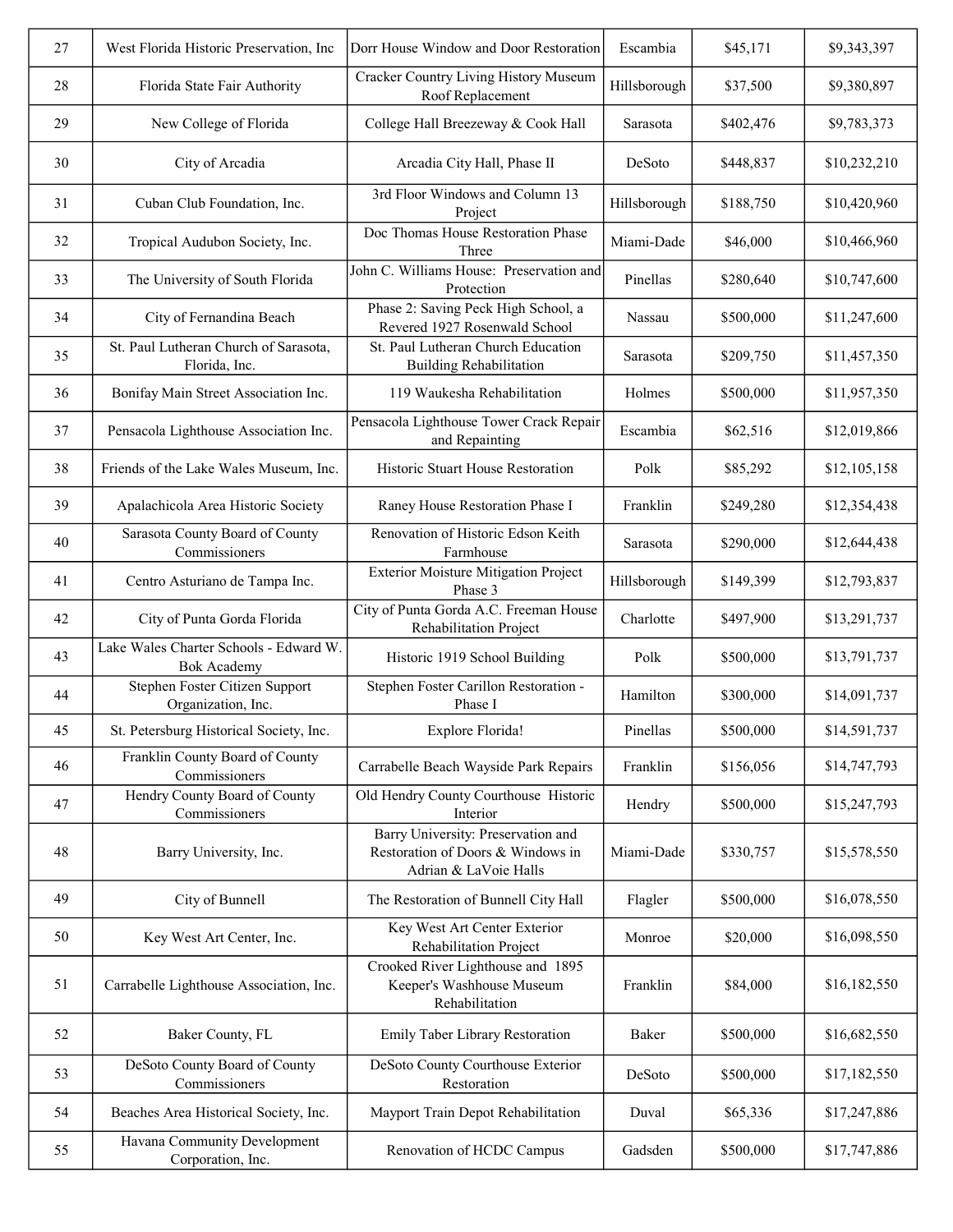| | | | | | |
|---|---|---|---|---|---|
| 27 | West Florida Historic Preservation, Inc | Dorr House Window and Door Restoration | Escambia | $45,171 | $9,343,397 |
| 28 | Florida State Fair Authority | Cracker Country Living History Museum Roof Replacement | Hillsborough | $37,500 | $9,380,897 |
| 29 | New College of Florida | College Hall Breezeway & Cook Hall | Sarasota | $402,476 | $9,783,373 |
| 30 | City of Arcadia | Arcadia City Hall, Phase II | DeSoto | $448,837 | $10,232,210 |
| 31 | Cuban Club Foundation, Inc. | 3rd Floor Windows and Column 13 Project | Hillsborough | $188,750 | $10,420,960 |
| 32 | Tropical Audubon Society, Inc. | Doc Thomas House Restoration Phase Three | Miami-Dade | $46,000 | $10,466,960 |
| 33 | The University of South Florida | John C. Williams House: Preservation and Protection | Pinellas | $280,640 | $10,747,600 |
| 34 | City of Fernandina Beach | Phase 2: Saving Peck High School, a Revered 1927 Rosenwald School | Nassau | $500,000 | $11,247,600 |
| 35 | St. Paul Lutheran Church of Sarasota, Florida, Inc. | St. Paul Lutheran Church Education Building Rehabilitation | Sarasota | $209,750 | $11,457,350 |
| 36 | Bonifay Main Street Association Inc. | 119 Waukesha Rehabilitation | Holmes | $500,000 | $11,957,350 |
| 37 | Pensacola Lighthouse Association Inc. | Pensacola Lighthouse Tower Crack Repair and Repainting | Escambia | $62,516 | $12,019,866 |
| 38 | Friends of the Lake Wales Museum, Inc. | Historic Stuart House Restoration | Polk | $85,292 | $12,105,158 |
| 39 | Apalachicola Area Historic Society | Raney House Restoration Phase I | Franklin | $249,280 | $12,354,438 |
| 40 | Sarasota County Board of County Commissioners | Renovation of Historic Edson Keith Farmhouse | Sarasota | $290,000 | $12,644,438 |
| 41 | Centro Asturiano de Tampa Inc. | Exterior Moisture Mitigation Project Phase 3 | Hillsborough | $149,399 | $12,793,837 |
| 42 | City of Punta Gorda Florida | City of Punta Gorda A.C. Freeman House Rehabilitation Project | Charlotte | $497,900 | $13,291,737 |
| 43 | Lake Wales Charter Schools - Edward W. Bok Academy | Historic 1919 School Building | Polk | $500,000 | $13,791,737 |
| 44 | Stephen Foster Citizen Support Organization, Inc. | Stephen Foster Carillon Restoration - Phase I | Hamilton | $300,000 | $14,091,737 |
| 45 | St. Petersburg Historical Society, Inc. | Explore Florida! | Pinellas | $500,000 | $14,591,737 |
| 46 | Franklin County Board of County Commissioners | Carrabelle Beach Wayside Park Repairs | Franklin | $156,056 | $14,747,793 |
| 47 | Hendry County Board of County Commissioners | Old Hendry County Courthouse Historic Interior | Hendry | $500,000 | $15,247,793 |
| 48 | Barry University, Inc. | Barry University: Preservation and Restoration of Doors & Windows in Adrian & LaVoie Halls | Miami-Dade | $330,757 | $15,578,550 |
| 49 | City of Bunnell | The Restoration of Bunnell City Hall | Flagler | $500,000 | $16,078,550 |
| 50 | Key West Art Center, Inc. | Key West Art Center Exterior Rehabilitation Project | Monroe | $20,000 | $16,098,550 |
| 51 | Carrabelle Lighthouse Association, Inc. | Crooked River Lighthouse and 1895 Keeper's Washhouse Museum Rehabilitation | Franklin | $84,000 | $16,182,550 |
| 52 | Baker County, FL | Emily Taber Library Restoration | Baker | $500,000 | $16,682,550 |
| 53 | DeSoto County Board of County Commissioners | DeSoto County Courthouse Exterior Restoration | DeSoto | $500,000 | $17,182,550 |
| 54 | Beaches Area Historical Society, Inc. | Mayport Train Depot Rehabilitation | Duval | $65,336 | $17,247,886 |
| 55 | Havana Community Development Corporation, Inc. | Renovation of HCDC Campus | Gadsden | $500,000 | $17,747,886 |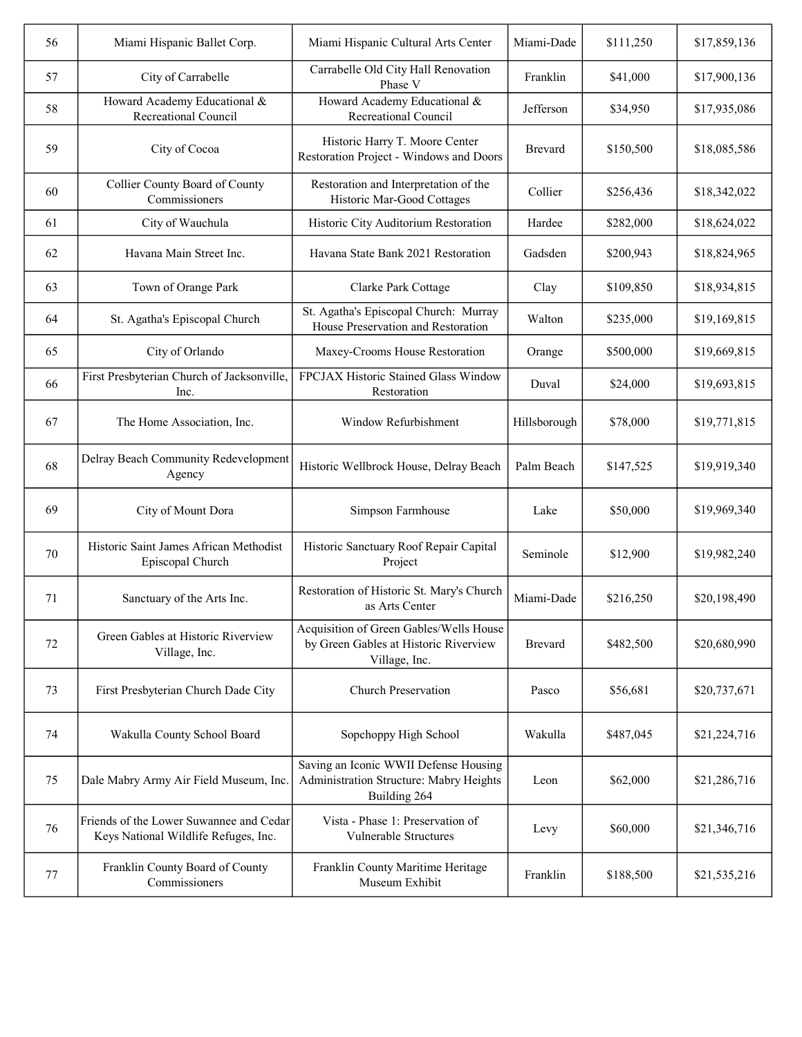| | | | | | |
|---|---|---|---|---|---|
| 56 | Miami Hispanic Ballet Corp. | Miami Hispanic Cultural Arts Center | Miami-Dade | $111,250 | $17,859,136 |
| 57 | City of Carrabelle | Carrabelle Old City Hall Renovation Phase V | Franklin | $41,000 | $17,900,136 |
| 58 | Howard Academy Educational & Recreational Council | Howard Academy Educational & Recreational Council | Jefferson | $34,950 | $17,935,086 |
| 59 | City of Cocoa | Historic Harry T. Moore Center Restoration Project - Windows and Doors | Brevard | $150,500 | $18,085,586 |
| 60 | Collier County Board of County Commissioners | Restoration and Interpretation of the Historic Mar-Good Cottages | Collier | $256,436 | $18,342,022 |
| 61 | City of Wauchula | Historic City Auditorium Restoration | Hardee | $282,000 | $18,624,022 |
| 62 | Havana Main Street Inc. | Havana State Bank 2021 Restoration | Gadsden | $200,943 | $18,824,965 |
| 63 | Town of Orange Park | Clarke Park Cottage | Clay | $109,850 | $18,934,815 |
| 64 | St. Agatha's Episcopal Church | St. Agatha's Episcopal Church: Murray House Preservation and Restoration | Walton | $235,000 | $19,169,815 |
| 65 | City of Orlando | Maxey-Crooms House Restoration | Orange | $500,000 | $19,669,815 |
| 66 | First Presbyterian Church of Jacksonville, Inc. | FPCJAX Historic Stained Glass Window Restoration | Duval | $24,000 | $19,693,815 |
| 67 | The Home Association, Inc. | Window Refurbishment | Hillsborough | $78,000 | $19,771,815 |
| 68 | Delray Beach Community Redevelopment Agency | Historic Wellbrock House, Delray Beach | Palm Beach | $147,525 | $19,919,340 |
| 69 | City of Mount Dora | Simpson Farmhouse | Lake | $50,000 | $19,969,340 |
| 70 | Historic Saint James African Methodist Episcopal Church | Historic Sanctuary Roof Repair Capital Project | Seminole | $12,900 | $19,982,240 |
| 71 | Sanctuary of the Arts Inc. | Restoration of Historic St. Mary's Church as Arts Center | Miami-Dade | $216,250 | $20,198,490 |
| 72 | Green Gables at Historic Riverview Village, Inc. | Acquisition of Green Gables/Wells House by Green Gables at Historic Riverview Village, Inc. | Brevard | $482,500 | $20,680,990 |
| 73 | First Presbyterian Church Dade City | Church Preservation | Pasco | $56,681 | $20,737,671 |
| 74 | Wakulla County School Board | Sopchoppy High School | Wakulla | $487,045 | $21,224,716 |
| 75 | Dale Mabry Army Air Field Museum, Inc. | Saving an Iconic WWII Defense Housing Administration Structure: Mabry Heights Building 264 | Leon | $62,000 | $21,286,716 |
| 76 | Friends of the Lower Suwannee and Cedar Keys National Wildlife Refuges, Inc. | Vista - Phase 1: Preservation of Vulnerable Structures | Levy | $60,000 | $21,346,716 |
| 77 | Franklin County Board of County Commissioners | Franklin County Maritime Heritage Museum Exhibit | Franklin | $188,500 | $21,535,216 |